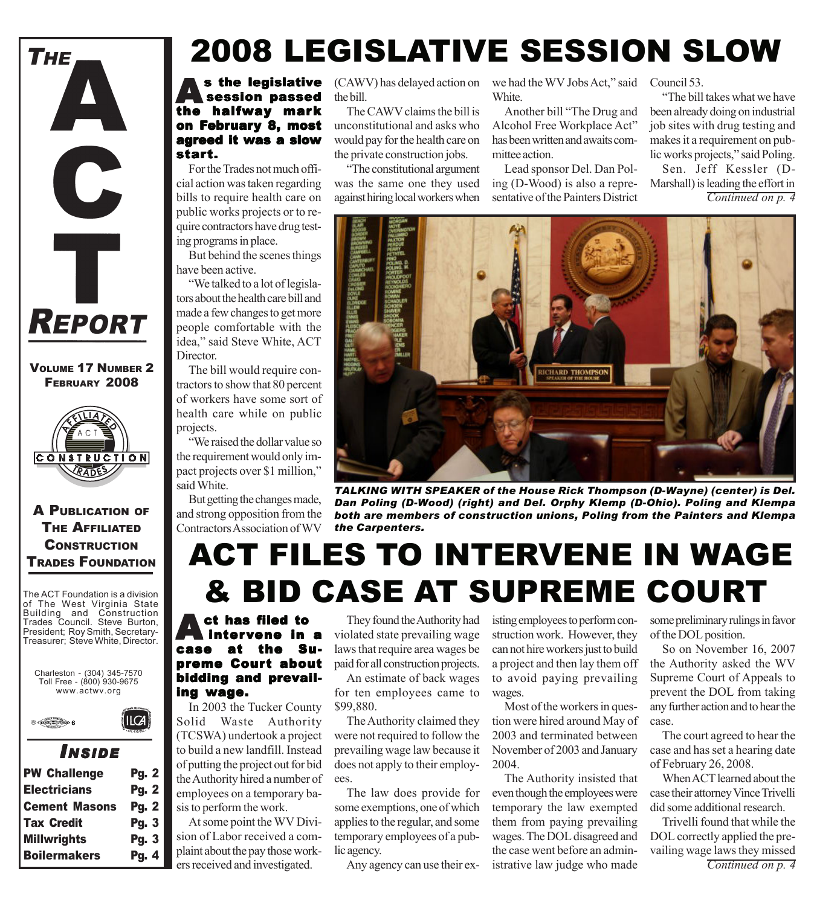# THE ACT REPORT

**VOLUME 17 NUMBER 2**
**FEBRUARY 2008**

**A PUBLICATION OF THE AFFILIATED CONSTRUCTION TRADES FOUNDATION**

The ACT Foundation is a division of The West Virginia State Building and Construction Trades Council. Steve Burton, President; Roy Smith, Secretary-Treasurer; Steve White, Director.

Charleston - (304) 345-7570
Toll Free - (800) 930-9675
www.actwv.org

## INSIDE

| | |
|---|---|
| PW Challenge | Pg. 2 |
| Electricians | Pg. 2 |
| Cement Masons | Pg. 2 |
| Tax Credit | Pg. 3 |
| Millwrights | Pg. 3 |
| Boilermakers | Pg. 4 |

# 2008 LEGISLATIVE SESSION SLOW

**As the legislative session passed the halfway mark on February 8, most agreed it was a slow start.**

For the Trades not much official action was taken regarding bills to require health care on public works projects or to require contractors have drug testing programs in place.

But behind the scenes things have been active.

"We talked to a lot of legislators about the health care bill and made a few changes to get more people comfortable with the idea," said Steve White, ACT Director.

The bill would require contractors to show that 80 percent of workers have some sort of health care while on public projects.

"We raised the dollar value so the requirement would only impact projects over $1 million," said White.

But getting the changes made, and strong opposition from the Contractors Association of WV (CAWV) has delayed action on the bill.

The CAWV claims the bill is unconstitutional and asks who would pay for the health care on the private construction jobs.

"The constitutional argument was the same one they used against hiring local workers when we had the WV Jobs Act," said White.

Another bill "The Drug and Alcohol Free Workplace Act" has been written and awaits committee action.

Lead sponsor Del. Dan Poling (D-Wood) is also a representative of the Painters District Council 53.

"The bill takes what we have been already doing on industrial job sites with drug testing and makes it a requirement on public works projects," said Poling.

Sen. Jeff Kessler (D-Marshall) is leading the effort in

*Continued on p. 4*

*TALKING WITH SPEAKER of the House Rick Thompson (D-Wayne) (center) is Del. Dan Poling (D-Wood) (right) and Del. Orphy Klemp (D-Ohio). Poling and Klempa both are members of construction unions, Poling from the Painters and Klempa the Carpenters.*

# ACT FILES TO INTERVENE IN WAGE & BID CASE AT SUPREME COURT

**Act has filed to intervene in a case at the Supreme Court about bidding and prevailing wage.**

In 2003 the Tucker County Solid Waste Authority (TCSWA) undertook a project to build a new landfill. Instead of putting the project out for bid the Authority hired a number of employees on a temporary basis to perform the work.

At some point the WV Division of Labor received a complaint about the pay those workers received and investigated.

They found the Authority had violated state prevailing wage laws that require area wages be paid for all construction projects.

An estimate of back wages for ten employees came to $99,880.

The Authority claimed they were not required to follow the prevailing wage law because it does not apply to their employees.

The law does provide for some exemptions, one of which applies to the regular, and some temporary employees of a public agency.

Any agency can use their existing employees to perform construction work. However, they can not hire workers just to build a project and then lay them off to avoid paying prevailing wages.

Most of the workers in question were hired around May of 2003 and terminated between November of 2003 and January 2004.

The Authority insisted that even though the employees were temporary the law exempted them from paying prevailing wages. The DOL disagreed and the case went before an administrative law judge who made some preliminary rulings in favor of the DOL position.

So on November 16, 2007 the Authority asked the WV Supreme Court of Appeals to prevent the DOL from taking any further action and to hear the case.

The court agreed to hear the case and has set a hearing date of February 26, 2008.

When ACT learned about the case their attorney Vince Trivelli did some additional research.

Trivelli found that while the DOL correctly applied the prevailing wage laws they missed

*Continued on p. 4*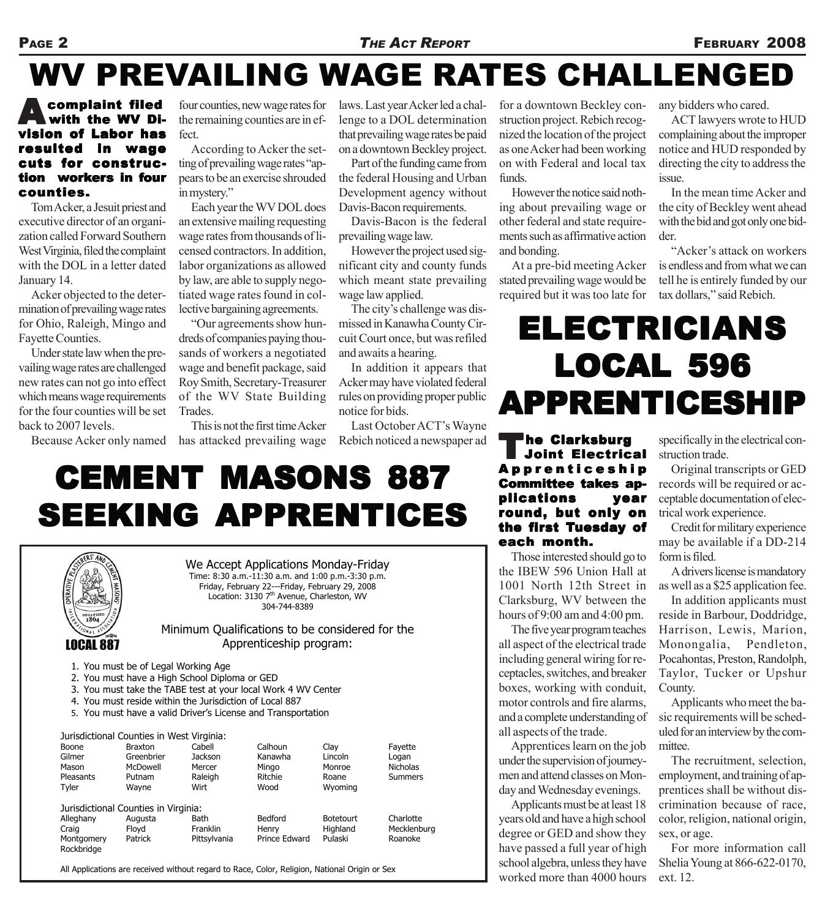# WV PREVAILING WAGE RATES CHALLENGED

**A complaint filed with the WV Division of Labor has resulted in wage cuts for construction workers in four counties.**

Tom Acker, a Jesuit priest and executive director of an organization called Forward Southern West Virginia, filed the complaint with the DOL in a letter dated January 14.

Acker objected to the determination of prevailing wage rates for Ohio, Raleigh, Mingo and Fayette Counties.

Under state law when the prevailing wage rates are challenged new rates can not go into effect which means wage requirements for the four counties will be set back to 2007 levels.

Because Acker only named four counties, new wage rates for the remaining counties are in effect.

According to Acker the setting of prevailing wage rates "appears to be an exercise shrouded in mystery."

Each year the WV DOL does an extensive mailing requesting wage rates from thousands of licensed contractors. In addition, labor organizations as allowed by law, are able to supply negotiated wage rates found in collective bargaining agreements.

"Our agreements show hundreds of companies paying thousands of workers a negotiated wage and benefit package, said Roy Smith, Secretary-Treasurer of the WV State Building Trades.

This is not the first time Acker has attacked prevailing wage laws. Last year Acker led a challenge to a DOL determination that prevailing wage rates be paid on a downtown Beckley project.

Part of the funding came from the federal Housing and Urban Development agency without Davis-Bacon requirements.

Davis-Bacon is the federal prevailing wage law.

However the project used significant city and county funds which meant state prevailing wage law applied.

The city's challenge was dismissed in Kanawha County Circuit Court once, but was refiled and awaits a hearing.

In addition it appears that Acker may have violated federal rules on providing proper public notice for bids.

Last October ACT's Wayne Rebich noticed a newspaper ad for a downtown Beckley construction project. Rebich recognized the location of the project as one Acker had been working on with Federal and local tax funds.

However the notice said nothing about prevailing wage or other federal and state requirements such as affirmative action and bonding.

At a pre-bid meeting Acker stated prevailing wage would be required but it was too late for any bidders who cared.

ACT lawyers wrote to HUD complaining about the improper notice and HUD responded by directing the city to address the issue.

In the mean time Acker and the city of Beckley went ahead with the bid and got only one bidder.

"Acker's attack on workers is endless and from what we can tell he is entirely funded by our tax dollars," said Rebich.

# CEMENT MASONS 887 SEEKING APPRENTICES

LOCAL 887

We Accept Applications Monday-Friday
Time: 8:30 a.m.-11:30 a.m. and 1:00 p.m.-3:30 p.m.
Friday, February 22---Friday, February 29, 2008
Location: 3130 7th Avenue, Charleston, WV
304-744-8389

Minimum Qualifications to be considered for the Apprenticeship program:

1. You must be of Legal Working Age
2. You must have a High School Diploma or GED
3. You must take the TABE test at your local Work 4 WV Center
4. You must reside within the Jurisdiction of Local 887
5. You must have a valid Driver's License and Transportation

Jurisdictional Counties in West Virginia:

| | | | | | |
|---|---|---|---|---|---|
| Boone | Braxton | Cabell | Calhoun | Clay | Fayette |
| Gilmer | Greenbrier | Jackson | Kanawha | Lincoln | Logan |
| Mason | McDowell | Mercer | Mingo | Monroe | Nicholas |
| Pleasants | Putnam | Raleigh | Ritchie | Roane | Summers |
| Tyler | Wayne | Wirt | Wood | Wyoming | |

Jurisdictional Counties in Virginia:

| | | | | | |
|---|---|---|---|---|---|
| Alleghany | Augusta | Bath | Bedford | Botetourt | Charlotte |
| Craig | Floyd | Franklin | Henry | Highland | Mecklenburg |
| Montgomery | Patrick | Pittsylvania | Prince Edward | Pulaski | Roanoke |
| Rockbridge | | | | | |

All Applications are received without regard to Race, Color, Religion, National Origin or Sex

# ELECTRICIANS LOCAL 596 APPRENTICESHIP

**The Clarksburg Joint Electrical Apprenticeship Committee takes applications year round, but only on the first Tuesday of each month.**

Those interested should go to the IBEW 596 Union Hall at 1001 North 12th Street in Clarksburg, WV between the hours of 9:00 am and 4:00 pm.

The five year program teaches all aspect of the electrical trade including general wiring for receptacles, switches, and breaker boxes, working with conduit, motor controls and fire alarms, and a complete understanding of all aspects of the trade.

Apprentices learn on the job under the supervision of journeymen and attend classes on Monday and Wednesday evenings.

Applicants must be at least 18 years old and have a high school degree or GED and show they have passed a full year of high school algebra, unless they have worked more than 4000 hours specifically in the electrical construction trade.

Original transcripts or GED records will be required or acceptable documentation of electrical work experience.

Credit for military experience may be available if a DD-214 form is filed.

A drivers license is mandatory as well as a $25 application fee.

In addition applicants must reside in Barbour, Doddridge, Harrison, Lewis, Marion, Monongalia, Pendleton, Pocahontas, Preston, Randolph, Taylor, Tucker or Upshur County.

Applicants who meet the basic requirements will be scheduled for an interview by the committee.

The recruitment, selection, employment, and training of apprentices shall be without discrimination because of race, color, religion, national origin, sex, or age.

For more information call Shelia Young at 866-622-0170, ext. 12.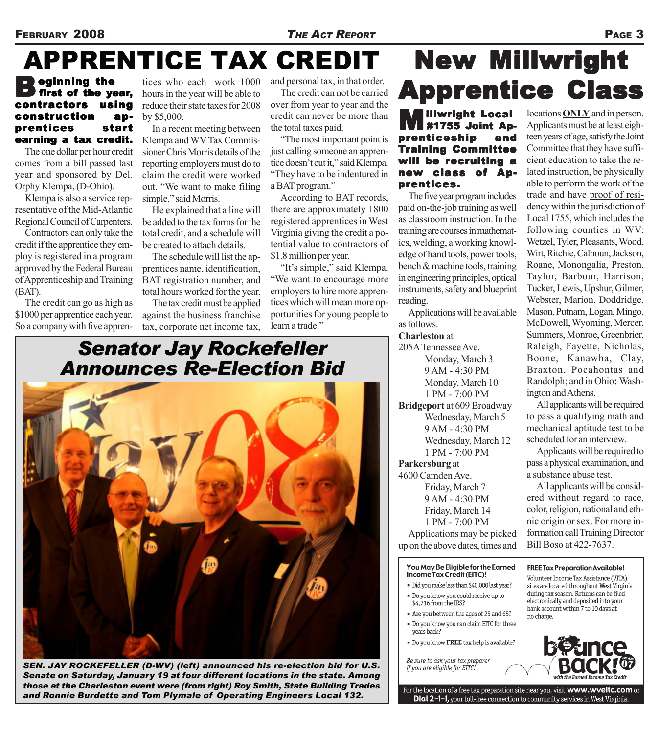# APPRENTICE TAX CREDIT

**Beginning the first of the year, contractors using construction apprentices start earning a tax credit.**

The one dollar per hour credit comes from a bill passed last year and sponsored by Del. Orphy Klempa, (D-Ohio).

Klempa is also a service representative of the Mid-Atlantic Regional Council of Carpenters.

Contractors can only take the credit if the apprentice they employ is registered in a program approved by the Federal Bureau of Apprenticeship and Training (BAT).

The credit can go as high as $1000 per apprentice each year. So a company with five apprentices who each work 1000 hours in the year will be able to reduce their state taxes for 2008 by $5,000.

In a recent meeting between Klempa and WV Tax Commissioner Chris Morris details of the reporting employers must do to claim the credit were worked out. "We want to make filing simple," said Morris.

He explained that a line will be added to the tax forms for the total credit, and a schedule will be created to attach details.

The schedule will list the apprentices name, identification, BAT registration number, and total hours worked for the year.

The tax credit must be applied against the business franchise tax, corporate net income tax, and personal tax, in that order.

The credit can not be carried over from year to year and the credit can never be more than the total taxes paid.

"The most important point is just calling someone an apprentice doesn't cut it," said Klempa. "They have to be indentured in a BAT program."

According to BAT records, there are approximately 1800 registered apprentices in West Virginia giving the credit a potential value to contractors of $1.8 million per year.

"It's simple," said Klempa. "We want to encourage more employers to hire more apprentices which will mean more opportunities for young people to learn a trade."

# Senator Jay Rockefeller Announces Re-Election Bid

*SEN. JAY ROCKEFELLER (D-WV) (left) announced his re-election bid for U.S. Senate on Saturday, January 19 at four different locations in the state. Among those at the Charleston event were (from right) Roy Smith, State Building Trades and Ronnie Burdette and Tom Plymale of Operating Engineers Local 132.*

# New Millwright Apprentice Class

**Millwright Local #1755 Joint Apprenticeship and Training Committee will be recruiting a new class of Apprentices.**

The five year program includes paid on-the-job training as well as classroom instruction. In the training are courses in mathematics, welding, a working knowledge of hand tools, power tools, bench & machine tools, training in engineering principles, optical instruments, safety and blueprint reading.

Applications will be available as follows.

**Charleston** at
205A Tennessee Ave.
Monday, March 3
9 AM - 4:30 PM
Monday, March 10
1 PM - 7:00 PM

**Bridgeport** at 609 Broadway
Wednesday, March 5
9 AM - 4:30 PM
Wednesday, March 12
1 PM - 7:00 PM

**Parkersburg** at
4600 Camden Ave.
Friday, March 7
9 AM - 4:30 PM
Friday, March 14
1 PM - 7:00 PM

Applications may be picked up on the above dates, times and locations **ONLY** and in person.

Applicants must be at least eighteen years of age, satisfy the Joint Committee that they have sufficient education to take the related instruction, be physically able to perform the work of the trade and have proof of residency within the jurisdiction of Local 1755, which includes the following counties in WV: Wetzel, Tyler, Pleasants, Wood, Wirt, Ritchie, Calhoun, Jackson, Roane, Monongalia, Preston, Taylor, Barbour, Harrison, Tucker, Lewis, Upshur, Gilmer, Webster, Marion, Doddridge, Mason, Putnam, Logan, Mingo, McDowell, Wyoming, Mercer, Summers, Monroe, Greenbrier, Raleigh, Fayette, Nicholas, Boone, Kanawha, Clay, Braxton, Pocahontas and Randolph; and in Ohio**:** Washington and Athens.

All applicants will be required to pass a qualifying math and mechanical aptitude test to be scheduled for an interview.

Applicants will be required to pass a physical examination, and a substance abuse test.

All applicants will be considered without regard to race, color, religion, national and ethnic origin or sex. For more information call Training Director Bill Boso at 422-7637.

**You May Be Eligible for the Earned Income Tax Credit (EITC)!**

- Did you make less than $40,000 last year?
- Do you know you could receive up to $4,716 from the IRS?
- Are you between the ages of 25 and 65?
- Do you know you can claim EITC for three years back?
- Do you know **FREE** tax help is available?

*Be sure to ask your tax preparer if you are eligible for EITC!*

**FREE Tax Preparation Available!**

Volunteer Income Tax Assistance (VITA) sites are located throughout West Virginia during tax season. Returns can be filed electronically and deposited into your bank account within 7 to 10 days at no charge.

**Bounce Back! '07** *with the Earned Income Tax Credit*

For the location of a free tax preparation site near you, visit **www.wveitc.com** or **Dial 2-1-1,** your toll-free connection to community services in West Virginia.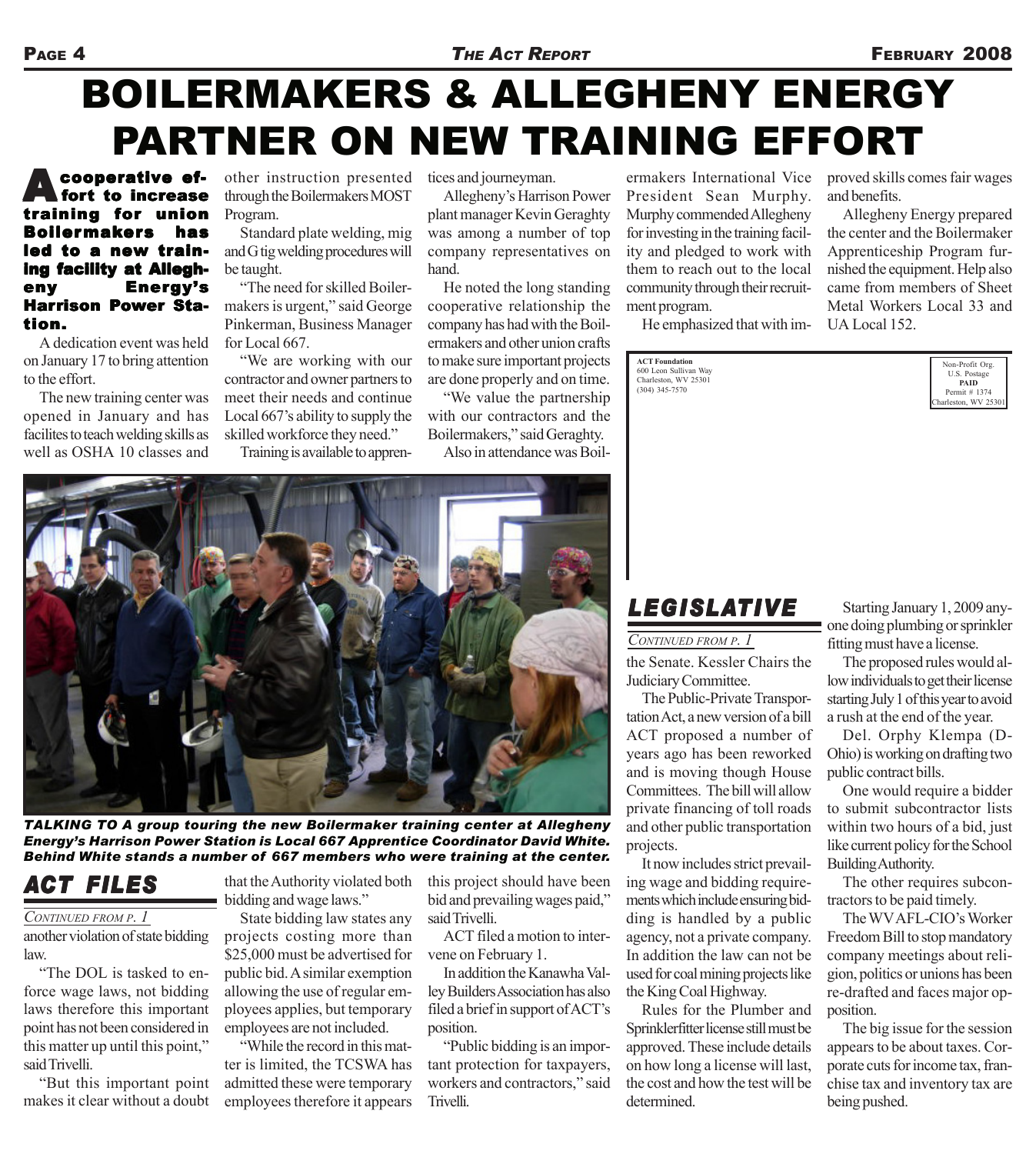# BOILERMAKERS & ALLEGHENY ENERGY PARTNER ON NEW TRAINING EFFORT

**A cooperative effort to increase training for union Boilermakers has led to a new training facility at Allegheny Energy's Harrison Power Station.**

A dedication event was held on January 17 to bring attention to the effort.

The new training center was opened in January and has facilites to teach welding skills as well as OSHA 10 classes and other instruction presented through the Boilermakers MOST Program.

Standard plate welding, mig and G tig welding procedures will be taught.

"The need for skilled Boilermakers is urgent," said George Pinkerman, Business Manager for Local 667.

"We are working with our contractor and owner partners to meet their needs and continue Local 667's ability to supply the skilled workforce they need."

Training is available to apprentices and journeyman.

Allegheny's Harrison Power plant manager Kevin Geraghty was among a number of top company representatives on hand.

He noted the long standing cooperative relationship the company has had with the Boilermakers and other union crafts to make sure important projects are done properly and on time.

"We value the partnership with our contractors and the Boilermakers," said Geraghty.

Also in attendance was Boilermakers International Vice President Sean Murphy. Murphy commended Allegheny for investing in the training facility and pledged to work with them to reach out to the local community through their recruitment program.

He emphasized that with improved skills comes fair wages and benefits.

Allegheny Energy prepared the center and the Boilermaker Apprenticeship Program furnished the equipment. Help also came from members of Sheet Metal Workers Local 33 and UA Local 152.

ACT Foundation
600 Leon Sullivan Way
Charleston, WV 25301
(304) 345-7570

Non-Profit Org.
U.S. Postage
**PAID**
Permit # 1374
Charleston, WV 25301

***TALKING TO A group touring the new Boilermaker training center at Allegheny Energy's Harrison Power Station is Local 667 Apprentice Coordinator David White. Behind White stands a number of 667 members who were training at the center.***

## ACT FILES

*CONTINUED FROM P. 1*

another violation of state bidding law.

"The DOL is tasked to enforce wage laws, not bidding laws therefore this important point has not been considered in this matter up until this point," said Trivelli.

"But this important point makes it clear without a doubt that the Authority violated both bidding and wage laws."

State bidding law states any projects costing more than $25,000 must be advertised for public bid. A similar exemption allowing the use of regular employees applies, but temporary employees are not included.

"While the record in this matter is limited, the TCSWA has admitted these were temporary employees therefore it appears this project should have been bid and prevailing wages paid," said Trivelli.

ACT filed a motion to intervene on February 1.

In addition the Kanawha Valley Builders Association has also filed a brief in support of ACT's position.

"Public bidding is an important protection for taxpayers, workers and contractors," said Trivelli.

## LEGISLATIVE

*CONTINUED FROM P. 1*

the Senate. Kessler Chairs the Judiciary Committee.

The Public-Private Transportation Act, a new version of a bill ACT proposed a number of years ago has been reworked and is moving though House Committees. The bill will allow private financing of toll roads and other public transportation projects.

It now includes strict prevailing wage and bidding requirements which include ensuring bidding is handled by a public agency, not a private company. In addition the law can not be used for coal mining projects like the King Coal Highway.

Rules for the Plumber and Sprinklerfitter license still must be approved. These include details on how long a license will last, the cost and how the test will be determined.

Starting January 1, 2009 anyone doing plumbing or sprinkler fitting must have a license.

The proposed rules would allow individuals to get their license starting July 1 of this year to avoid a rush at the end of the year.

Del. Orphy Klempa (D-Ohio) is working on drafting two public contract bills.

One would require a bidder to submit subcontractor lists within two hours of a bid, just like current policy for the School Building Authority.

The other requires subcontractors to be paid timely.

The WV AFL-CIO's Worker Freedom Bill to stop mandatory company meetings about religion, politics or unions has been re-drafted and faces major opposition.

The big issue for the session appears to be about taxes. Corporate cuts for income tax, franchise tax and inventory tax are being pushed.